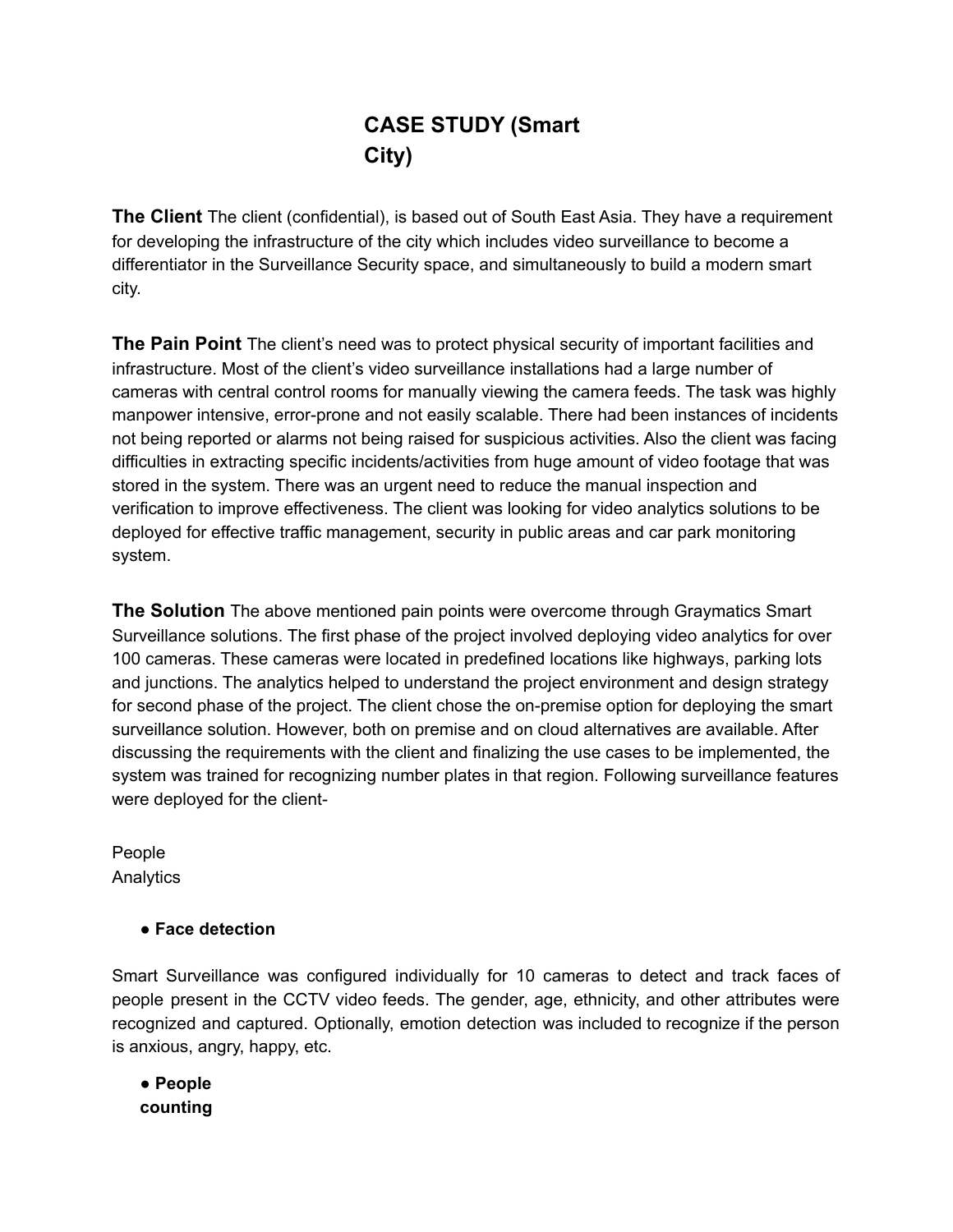# CASE STUDY (Smart City)

**The Client** The client (confidential), is based out of South East Asia. They have a requirement for developing the infrastructure of the city which includes video surveillance to become a differentiator in the Surveillance Security space, and simultaneously to build a modern smart city.

**The Pain Point** The client's need was to protect physical security of important facilities and infrastructure. Most of the client's video surveillance installations had a large number of cameras with central control rooms for manually viewing the camera feeds. The task was highly manpower intensive, error-prone and not easily scalable. There had been instances of incidents not being reported or alarms not being raised for suspicious activities. Also the client was facing difficulties in extracting specific incidents/activities from huge amount of video footage that was stored in the system. There was an urgent need to reduce the manual inspection and verification to improve effectiveness. The client was looking for video analytics solutions to be deployed for effective traffic management, security in public areas and car park monitoring system.

**The Solution** The above mentioned pain points were overcome through Graymatics Smart Surveillance solutions. The first phase of the project involved deploying video analytics for over 100 cameras. These cameras were located in predefined locations like highways, parking lots and junctions. The analytics helped to understand the project environment and design strategy for second phase of the project. The client chose the on-premise option for deploying the smart surveillance solution. However, both on premise and on cloud alternatives are available. After discussing the requirements with the client and finalizing the use cases to be implemented, the system was trained for recognizing number plates in that region. Following surveillance features were deployed for the client-

People Analytics

- **Face detection**

Smart Surveillance was configured individually for 10 cameras to detect and track faces of people present in the CCTV video feeds. The gender, age, ethnicity, and other attributes were recognized and captured. Optionally, emotion detection was included to recognize if the person is anxious, angry, happy, etc.

- **People counting**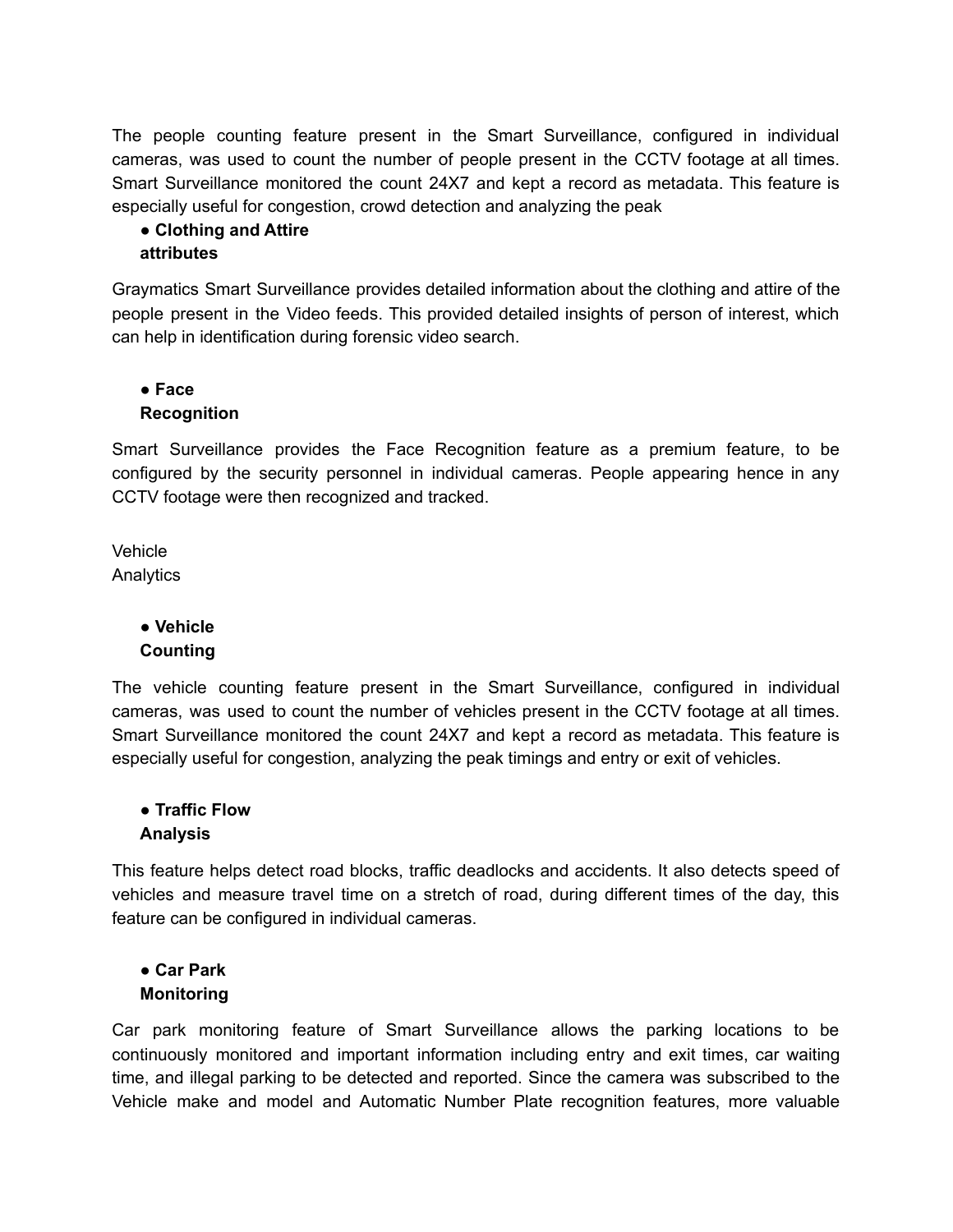The people counting feature present in the Smart Surveillance, configured in individual cameras, was used to count the number of people present in the CCTV footage at all times. Smart Surveillance monitored the count 24X7 and kept a record as metadata. This feature is especially useful for congestion, crowd detection and analyzing the peak

- **Clothing and Attire attributes**

Graymatics Smart Surveillance provides detailed information about the clothing and attire of the people present in the Video feeds. This provided detailed insights of person of interest, which can help in identification during forensic video search.

- **Face Recognition**

Smart Surveillance provides the Face Recognition feature as a premium feature, to be configured by the security personnel in individual cameras. People appearing hence in any CCTV footage were then recognized and tracked.

Vehicle Analytics

- **Vehicle Counting**

The vehicle counting feature present in the Smart Surveillance, configured in individual cameras, was used to count the number of vehicles present in the CCTV footage at all times. Smart Surveillance monitored the count 24X7 and kept a record as metadata. This feature is especially useful for congestion, analyzing the peak timings and entry or exit of vehicles.

- **Traffic Flow Analysis**

This feature helps detect road blocks, traffic deadlocks and accidents. It also detects speed of vehicles and measure travel time on a stretch of road, during different times of the day, this feature can be configured in individual cameras.

- **Car Park Monitoring**

Car park monitoring feature of Smart Surveillance allows the parking locations to be continuously monitored and important information including entry and exit times, car waiting time, and illegal parking to be detected and reported. Since the camera was subscribed to the Vehicle make and model and Automatic Number Plate recognition features, more valuable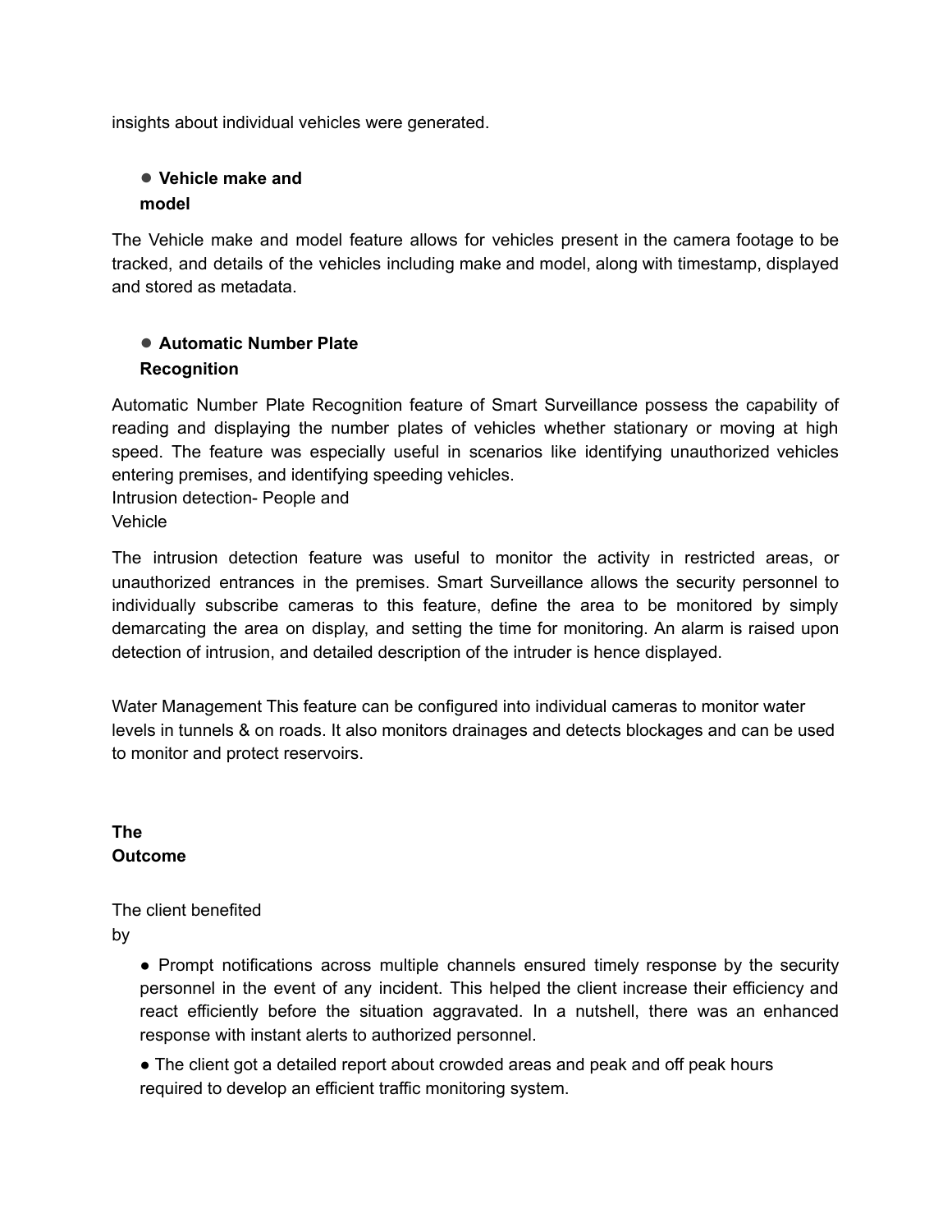insights about individual vehicles were generated.

- **Vehicle make and model**

The Vehicle make and model feature allows for vehicles present in the camera footage to be tracked, and details of the vehicles including make and model, along with timestamp, displayed and stored as metadata.

- **Automatic Number Plate Recognition**

Automatic Number Plate Recognition feature of Smart Surveillance possess the capability of reading and displaying the number plates of vehicles whether stationary or moving at high speed. The feature was especially useful in scenarios like identifying unauthorized vehicles entering premises, and identifying speeding vehicles.

Intrusion detection- People and Vehicle

The intrusion detection feature was useful to monitor the activity in restricted areas, or unauthorized entrances in the premises. Smart Surveillance allows the security personnel to individually subscribe cameras to this feature, define the area to be monitored by simply demarcating the area on display, and setting the time for monitoring. An alarm is raised upon detection of intrusion, and detailed description of the intruder is hence displayed.

Water Management This feature can be configured into individual cameras to monitor water levels in tunnels & on roads. It also monitors drainages and detects blockages and can be used to monitor and protect reservoirs.

**The Outcome**

The client benefited by

- Prompt notifications across multiple channels ensured timely response by the security personnel in the event of any incident. This helped the client increase their efficiency and react efficiently before the situation aggravated. In a nutshell, there was an enhanced response with instant alerts to authorized personnel.
- The client got a detailed report about crowded areas and peak and off peak hours required to develop an efficient traffic monitoring system.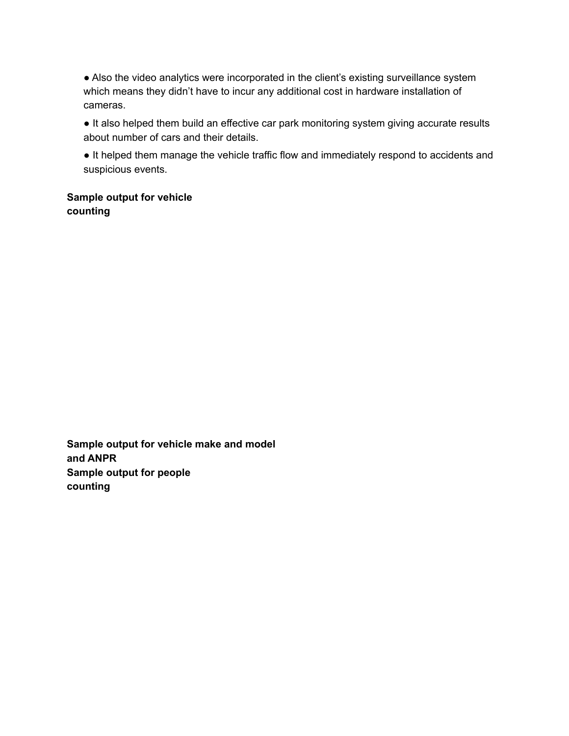- Also the video analytics were incorporated in the client's existing surveillance system which means they didn't have to incur any additional cost in hardware installation of cameras.
- It also helped them build an effective car park monitoring system giving accurate results about number of cars and their details.
- It helped them manage the vehicle traffic flow and immediately respond to accidents and suspicious events.

**Sample output for vehicle counting**

**Sample output for vehicle make and model and ANPR**

**Sample output for people counting**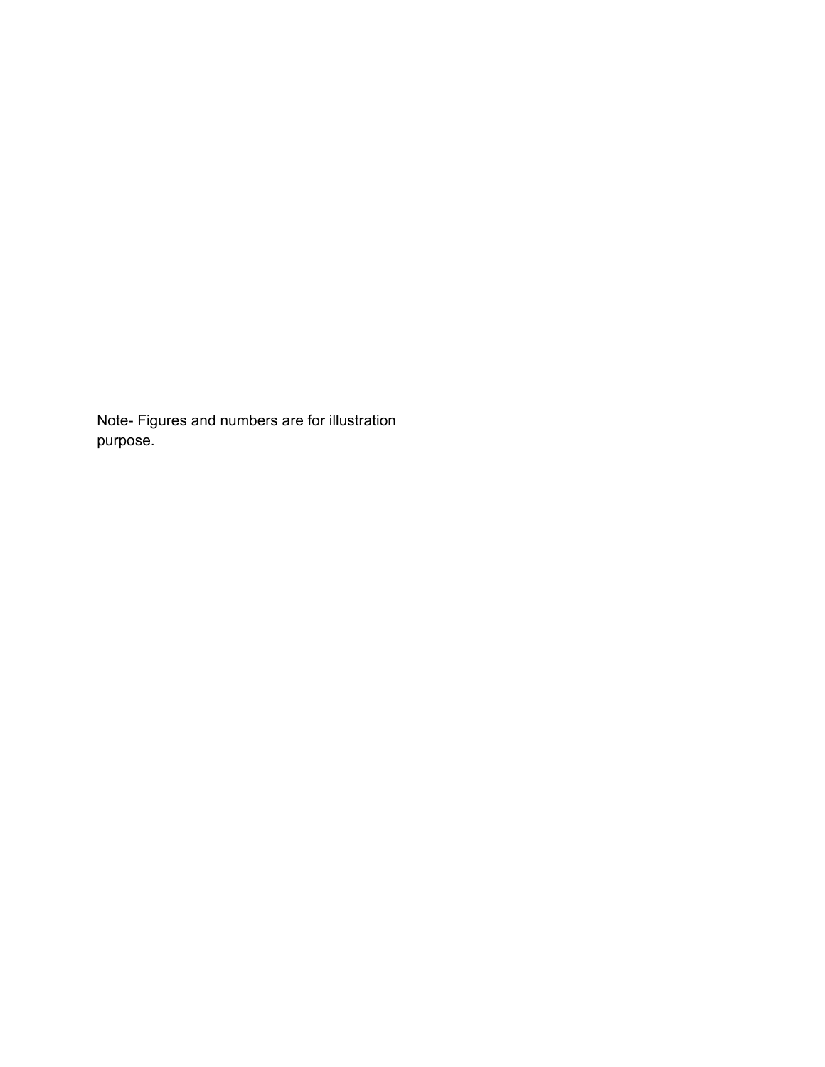Note- Figures and numbers are for illustration purpose.